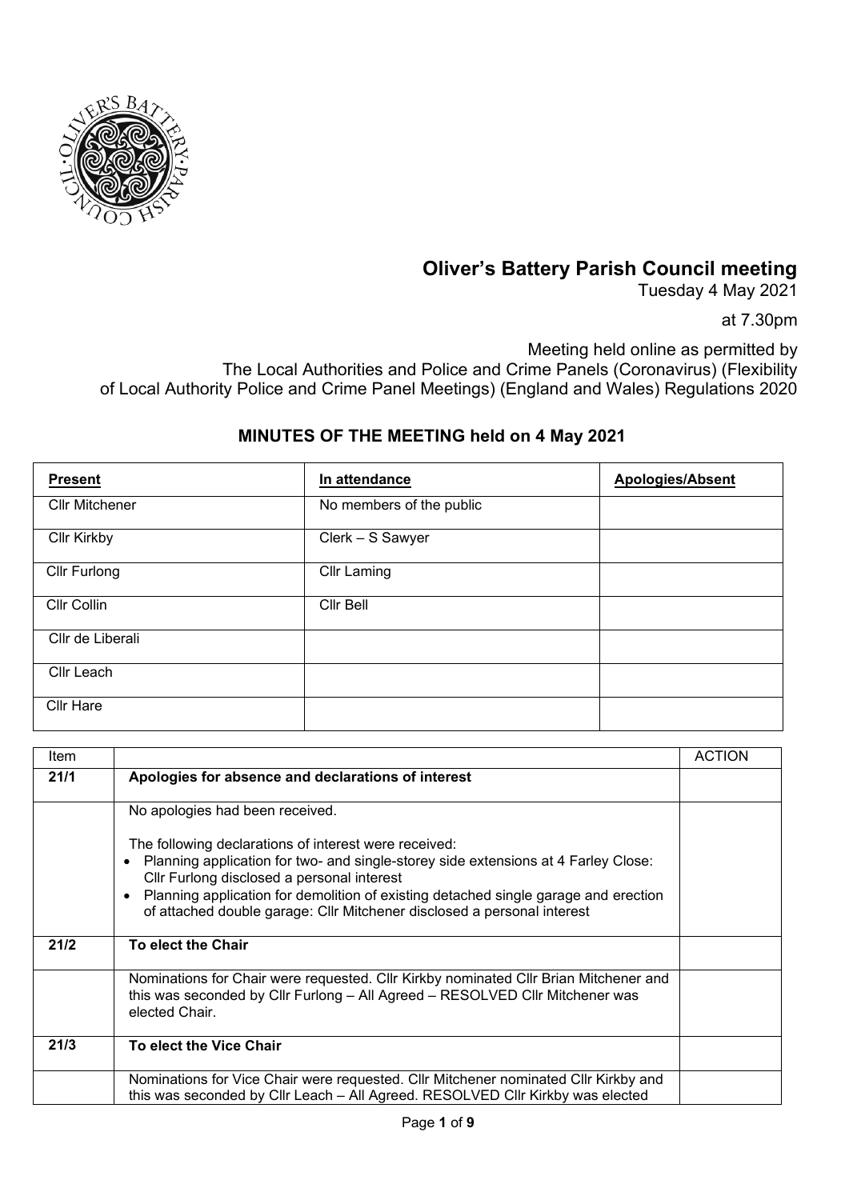# Oliver's Battery Parish Council meeting

Tuesday 4 May 2021

at 7.30pm

Meeting held online as permitted by
The Local Authorities and Police and Crime Panels (Coronavirus) (Flexibility of Local Authority Police and Crime Panel Meetings) (England and Wales) Regulations 2020

## MINUTES OF THE MEETING held on 4 May 2021

| **Present** | **In attendance** | **Apologies/Absent** |
|---|---|---|
| Cllr Mitchener | No members of the public | |
| Cllr Kirkby | Clerk – S Sawyer | |
| Cllr Furlong | Cllr Laming | |
| Cllr Collin | Cllr Bell | |
| Cllr de Liberali | | |
| Cllr Leach | | |
| Cllr Hare | | |

| Item | | ACTION |
|---|---|---|
| **21/1** | **Apologies for absence and declarations of interest** | |
| | No apologies had been received.<br><br>The following declarations of interest were received:<br>• Planning application for two- and single-storey side extensions at 4 Farley Close: Cllr Furlong disclosed a personal interest<br>• Planning application for demolition of existing detached single garage and erection of attached double garage: Cllr Mitchener disclosed a personal interest | |
| **21/2** | **To elect the Chair** | |
| | Nominations for Chair were requested. Cllr Kirkby nominated Cllr Brian Mitchener and this was seconded by Cllr Furlong – All Agreed – RESOLVED Cllr Mitchener was elected Chair. | |
| **21/3** | **To elect the Vice Chair** | |
| | Nominations for Vice Chair were requested. Cllr Mitchener nominated Cllr Kirkby and this was seconded by Cllr Leach – All Agreed. RESOLVED Cllr Kirkby was elected | |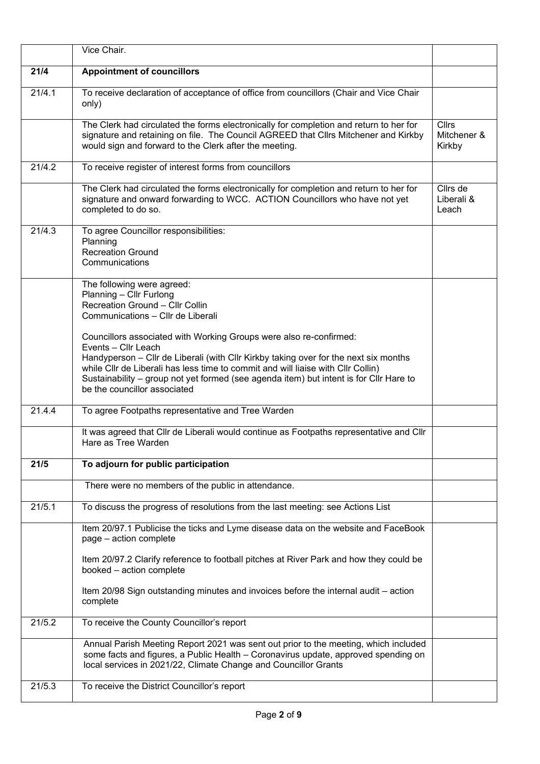| | | |
|---|---|---|
| | Vice Chair. | |
| **21/4** | **Appointment of councillors** | |
| 21/4.1 | To receive declaration of acceptance of office from councillors (Chair and Vice Chair only) | |
| | The Clerk had circulated the forms electronically for completion and return to her for signature and retaining on file. The Council AGREED that Cllrs Mitchener and Kirkby would sign and forward to the Clerk after the meeting. | Cllrs Mitchener & Kirkby |
| 21/4.2 | To receive register of interest forms from councillors | |
| | The Clerk had circulated the forms electronically for completion and return to her for signature and onward forwarding to WCC. ACTION Councillors who have not yet completed to do so. | Cllrs de Liberali & Leach |
| 21/4.3 | To agree Councillor responsibilities:<br>Planning<br>Recreation Ground<br>Communications | |
| | The following were agreed:<br>Planning – Cllr Furlong<br>Recreation Ground – Cllr Collin<br>Communications – Cllr de Liberali<br><br>Councillors associated with Working Groups were also re-confirmed:<br>Events – Cllr Leach<br>Handyperson – Cllr de Liberali (with Cllr Kirkby taking over for the next six months while Cllr de Liberali has less time to commit and will liaise with Cllr Collin)<br>Sustainability – group not yet formed (see agenda item) but intent is for Cllr Hare to be the councillor associated | |
| 21.4.4 | To agree Footpaths representative and Tree Warden | |
| | It was agreed that Cllr de Liberali would continue as Footpaths representative and Cllr Hare as Tree Warden | |
| **21/5** | **To adjourn for public participation** | |
| | There were no members of the public in attendance. | |
| 21/5.1 | To discuss the progress of resolutions from the last meeting: see Actions List | |
| | Item 20/97.1 Publicise the ticks and Lyme disease data on the website and FaceBook page – action complete<br><br>Item 20/97.2 Clarify reference to football pitches at River Park and how they could be booked – action complete<br><br>Item 20/98 Sign outstanding minutes and invoices before the internal audit – action complete | |
| 21/5.2 | To receive the County Councillor's report | |
| | Annual Parish Meeting Report 2021 was sent out prior to the meeting, which included some facts and figures, a Public Health – Coronavirus update, approved spending on local services in 2021/22, Climate Change and Councillor Grants | |
| 21/5.3 | To receive the District Councillor's report | |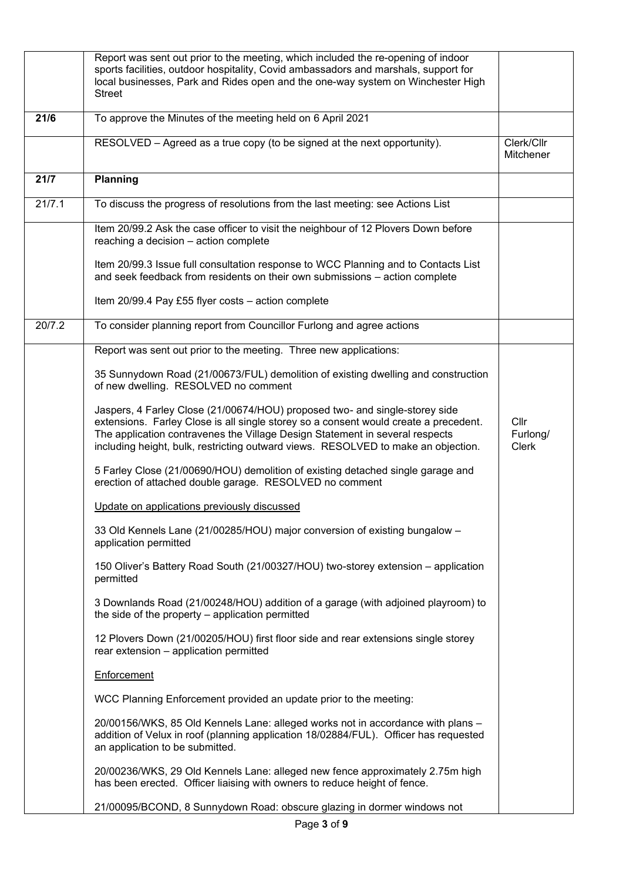| | | |
|---|---|---|
| | Report was sent out prior to the meeting, which included the re-opening of indoor sports facilities, outdoor hospitality, Covid ambassadors and marshals, support for local businesses, Park and Rides open and the one-way system on Winchester High Street | |
| **21/6** | To approve the Minutes of the meeting held on 6 April 2021 | |
| | RESOLVED – Agreed as a true copy (to be signed at the next opportunity). | Clerk/Cllr Mitchener |
| **21/7** | **Planning** | |
| 21/7.1 | To discuss the progress of resolutions from the last meeting: see Actions List | |
| | Item 20/99.2 Ask the case officer to visit the neighbour of 12 Plovers Down before reaching a decision – action complete<br><br>Item 20/99.3 Issue full consultation response to WCC Planning and to Contacts List and seek feedback from residents on their own submissions – action complete<br><br>Item 20/99.4 Pay £55 flyer costs – action complete | |
| 20/7.2 | To consider planning report from Councillor Furlong and agree actions | |
| | Report was sent out prior to the meeting. Three new applications:<br><br>35 Sunnydown Road (21/00673/FUL) demolition of existing dwelling and construction of new dwelling. RESOLVED no comment<br><br>Jaspers, 4 Farley Close (21/00674/HOU) proposed two- and single-storey side extensions. Farley Close is all single storey so a consent would create a precedent. The application contravenes the Village Design Statement in several respects including height, bulk, restricting outward views. RESOLVED to make an objection.<br><br>5 Farley Close (21/00690/HOU) demolition of existing detached single garage and erection of attached double garage. RESOLVED no comment<br><br><u>Update on applications previously discussed</u><br><br>33 Old Kennels Lane (21/00285/HOU) major conversion of existing bungalow – application permitted<br><br>150 Oliver's Battery Road South (21/00327/HOU) two-storey extension – application permitted<br><br>3 Downlands Road (21/00248/HOU) addition of a garage (with adjoined playroom) to the side of the property – application permitted<br><br>12 Plovers Down (21/00205/HOU) first floor side and rear extensions single storey rear extension – application permitted<br><br><u>Enforcement</u><br><br>WCC Planning Enforcement provided an update prior to the meeting:<br><br>20/00156/WKS, 85 Old Kennels Lane: alleged works not in accordance with plans – addition of Velux in roof (planning application 18/02884/FUL). Officer has requested an application to be submitted.<br><br>20/00236/WKS, 29 Old Kennels Lane: alleged new fence approximately 2.75m high has been erected. Officer liaising with owners to reduce height of fence.<br><br>21/00095/BCOND, 8 Sunnydown Road: obscure glazing in dormer windows not | Cllr Furlong/ Clerk |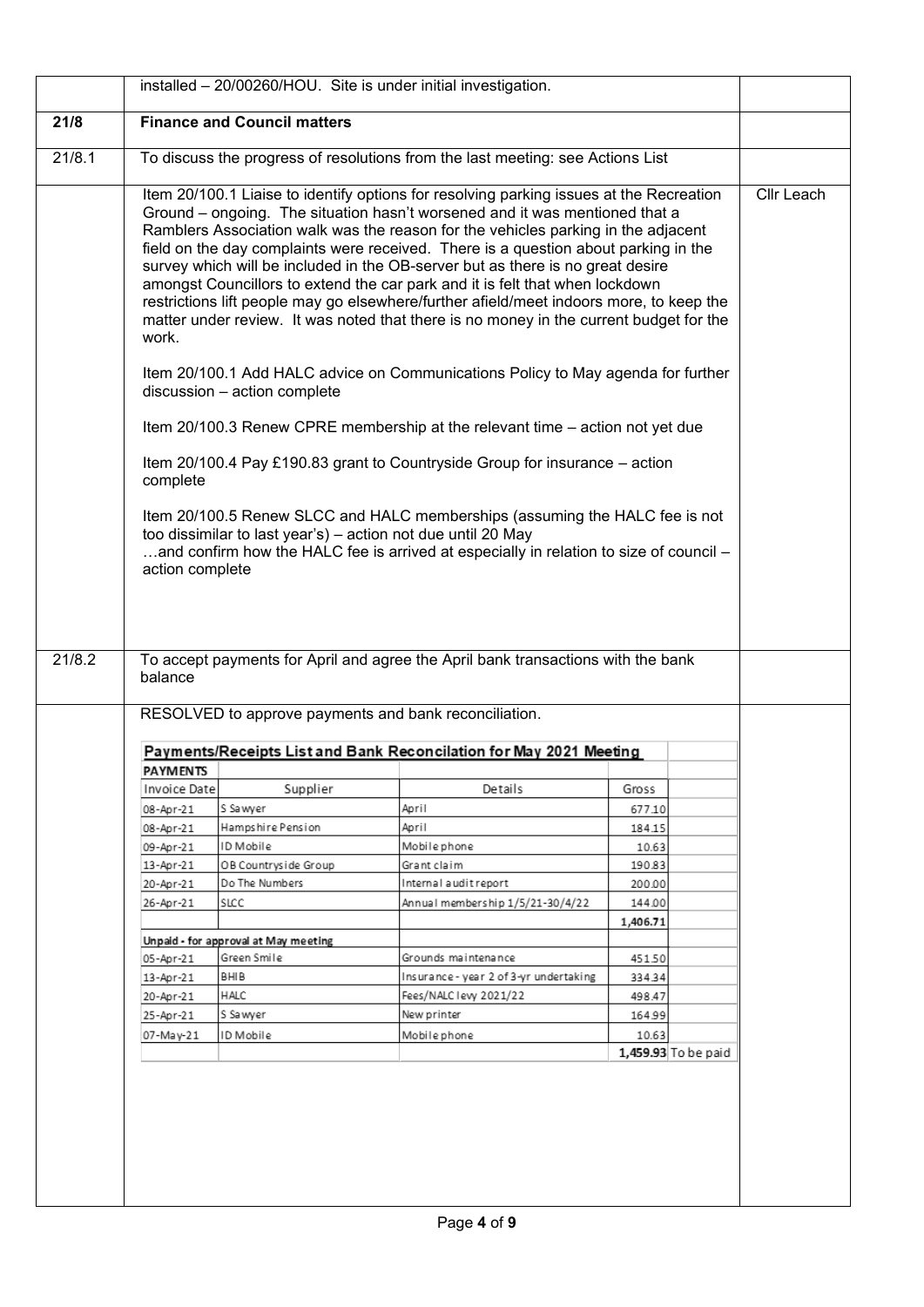| | | |
|---|---|---|
| | installed – 20/00260/HOU. Site is under initial investigation. | |
| **21/8** | **Finance and Council matters** | |
| 21/8.1 | To discuss the progress of resolutions from the last meeting: see Actions List | |
| | Item 20/100.1 Liaise to identify options for resolving parking issues at the Recreation Ground – ongoing. The situation hasn't worsened and it was mentioned that a Ramblers Association walk was the reason for the vehicles parking in the adjacent field on the day complaints were received. There is a question about parking in the survey which will be included in the OB-server but as there is no great desire amongst Councillors to extend the car park and it is felt that when lockdown restrictions lift people may go elsewhere/further afield/meet indoors more, to keep the matter under review. It was noted that there is no money in the current budget for the work.<br><br>Item 20/100.1 Add HALC advice on Communications Policy to May agenda for further discussion – action complete<br><br>Item 20/100.3 Renew CPRE membership at the relevant time – action not yet due<br><br>Item 20/100.4 Pay £190.83 grant to Countryside Group for insurance – action complete<br><br>Item 20/100.5 Renew SLCC and HALC memberships (assuming the HALC fee is not too dissimilar to last year's) – action not due until 20 May<br>…and confirm how the HALC fee is arrived at especially in relation to size of council – action complete | Cllr Leach |
| 21/8.2 | To accept payments for April and agree the April bank transactions with the bank balance | |
| | RESOLVED to approve payments and bank reconciliation. | |

**Payments/Receipts List and Bank Reconcilation for May 2021 Meeting**

| **PAYMENTS** | | | | |
|---|---|---|---|---|
| Invoice Date | Supplier | Details | Gross | |
| 08-Apr-21 | S Sawyer | April | 677.10 | |
| 08-Apr-21 | Hampshire Pension | April | 184.15 | |
| 09-Apr-21 | ID Mobile | Mobile phone | 10.63 | |
| 13-Apr-21 | OB Countryside Group | Grant claim | 190.83 | |
| 20-Apr-21 | Do The Numbers | Internal audit report | 200.00 | |
| 26-Apr-21 | SLCC | Annual membership 1/5/21-30/4/22 | 144.00 | |
| | | | **1,406.71** | |
| **Unpaid - for approval at May meeting** | | | | |
| 05-Apr-21 | Green Smile | Grounds maintenance | 451.50 | |
| 13-Apr-21 | BHIB | Insurance - year 2 of 3-yr undertaking | 334.34 | |
| 20-Apr-21 | HALC | Fees/NALC levy 2021/22 | 498.47 | |
| 25-Apr-21 | S Sawyer | New printer | 164.99 | |
| 07-May-21 | ID Mobile | Mobile phone | 10.63 | |
| | | | **1,459.93** | To be paid |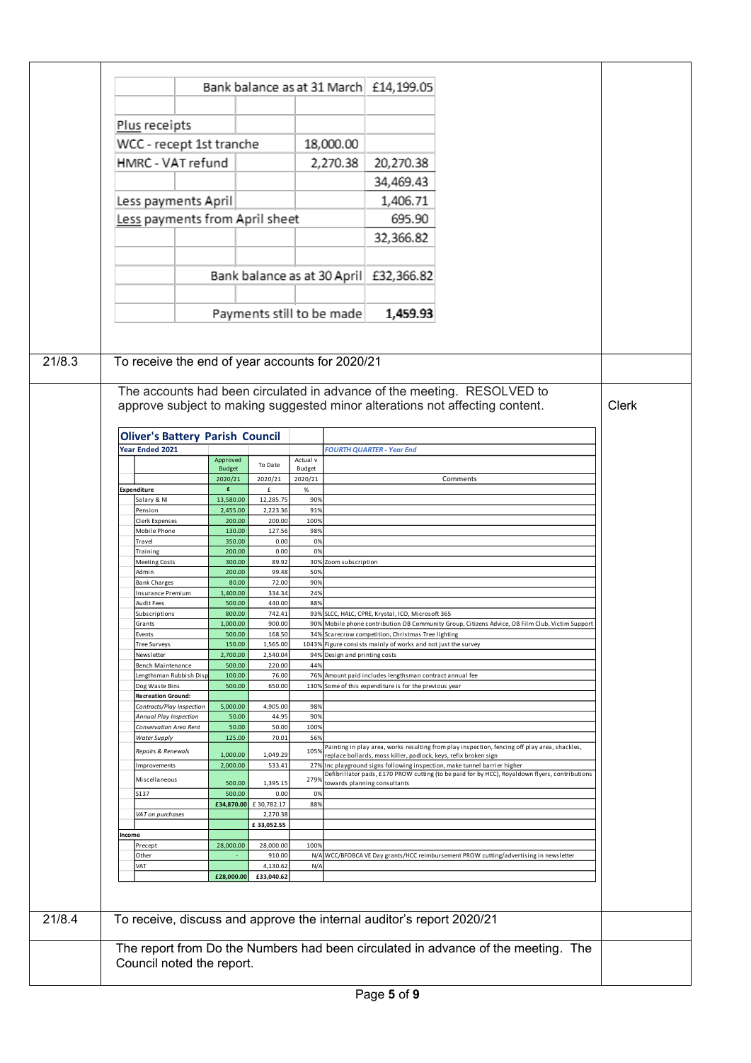| | | | | |
|---|---|---|---|---|
| | Bank balance as at 31 March | | | £14,199.05 |
| | | | | |
| Plus receipts | | | | |
| WCC - recept 1st tranche | | | 18,000.00 | |
| HMRC - VAT refund | | | 2,270.38 | 20,270.38 |
| | | | | 34,469.43 |
| Less payments April | | | | 1,406.71 |
| Less payments from April sheet | | | | 695.90 |
| | | | | 32,366.82 |
| | | | | |
| | Bank balance as at 30 April | | | £32,366.82 |
| | | | | |
| | Payments still to be made | | | **1,459.93** |

**21/8.3** To receive the end of year accounts for 2020/21

The accounts had been circulated in advance of the meeting. RESOLVED to approve subject to making suggested minor alterations not affecting content. — Clerk

**Oliver's Battery Parish Council**

| Year Ended 2021 | Approved Budget | To Date | Actual v Budget | *FOURTH QUARTER - Year End* |
|---|---|---|---|---|
| | 2020/21 | 2020/21 | 2020/21 | Comments |
| **Expenditure** | £ | £ | % | |
| Salary & NI | 13,580.00 | 12,285.75 | 90% | |
| Pension | 2,455.00 | 2,223.36 | 91% | |
| Clerk Expenses | 200.00 | 200.00 | 100% | |
| Mobile Phone | 130.00 | 127.56 | 98% | |
| Travel | 350.00 | 0.00 | 0% | |
| Training | 200.00 | 0.00 | 0% | |
| Meeting Costs | 300.00 | 89.92 | 30% | Zoom subscription |
| Admin | 200.00 | 99.48 | 50% | |
| Bank Charges | 80.00 | 72.00 | 90% | |
| Insurance Premium | 1,400.00 | 334.34 | 24% | |
| Audit Fees | 500.00 | 440.00 | 88% | |
| Subscriptions | 800.00 | 742.41 | 93% | SLCC, HALC, CPRE, Krystal, ICO, Microsoft 365 |
| Grants | 1,000.00 | 900.00 | 90% | Mobile phone contribution OB Community Group, Citizens Advice, OB Film Club, Victim Support |
| Events | 500.00 | 168.50 | 34% | Scarecrow competition, Christmas Tree lighting |
| Tree Surveys | 150.00 | 1,565.00 | 1043% | Figure consists mainly of works and not just the survey |
| Newsletter | 2,700.00 | 2,540.04 | 94% | Design and printing costs |
| Bench Maintenance | 500.00 | 220.00 | 44% | |
| Lengthsman Rubbish Disp | 100.00 | 76.00 | 76% | Amount paid includes lengthsman contract annual fee |
| Dog Waste Bins | 500.00 | 650.00 | 130% | Some of this expenditure is for the previous year |
| **Recreation Ground:** | | | | |
| *Contracts/Play Inspection* | 5,000.00 | 4,905.00 | 98% | |
| *Annual Play Inspection* | 50.00 | 44.95 | 90% | |
| *Conservation Area Rent* | 50.00 | 50.00 | 100% | |
| *Water Supply* | 125.00 | 70.01 | 56% | |
| *Repairs & Renewals* | 1,000.00 | 1,049.29 | 105% | Painting in play area, works resulting from play inspection, fencing off play area, shackles, replace bollards, moss killer, padlock, keys, refix broken sign |
| Improvements | 2,000.00 | 533.41 | 27% | Inc playground signs following inspection, make tunnel barrier higher |
| Miscellaneous | 500.00 | 1,395.15 | 279% | Defibrillator pads, £170 PROW cutting (to be paid for by HCC), Royaldown flyers, contributions towards planning consultants |
| S137 | 500.00 | 0.00 | 0% | |
| | £34,870.00 | £ 30,782.17 | 88% | |
| *VAT on purchases* | | 2,270.38 | | |
| | | £ 33,052.55 | | |
| **Income** | | | | |
| Precept | 28,000.00 | 28,000.00 | 100% | |
| Other | - | 910.00 | N/A | WCC/BFOBCA VE Day grants/HCC reimbursement PROW cutting/advertising in newsletter |
| VAT | | 4,130.62 | N/A | |
| | £28,000.00 | £33,040.62 | | |

**21/8.4** To receive, discuss and approve the internal auditor's report 2020/21

The report from Do the Numbers had been circulated in advance of the meeting. The Council noted the report.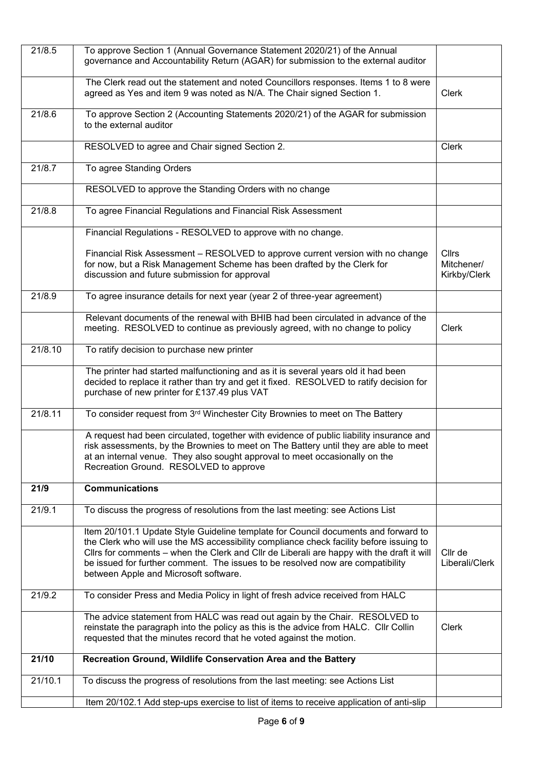| | | |
|---|---|---|
| 21/8.5 | To approve Section 1 (Annual Governance Statement 2020/21) of the Annual governance and Accountability Return (AGAR) for submission to the external auditor | |
| | The Clerk read out the statement and noted Councillors responses. Items 1 to 8 were agreed as Yes and item 9 was noted as N/A. The Chair signed Section 1. | Clerk |
| 21/8.6 | To approve Section 2 (Accounting Statements 2020/21) of the AGAR for submission to the external auditor | |
| | RESOLVED to agree and Chair signed Section 2. | Clerk |
| 21/8.7 | To agree Standing Orders | |
| | RESOLVED to approve the Standing Orders with no change | |
| 21/8.8 | To agree Financial Regulations and Financial Risk Assessment | |
| | Financial Regulations - RESOLVED to approve with no change.<br><br>Financial Risk Assessment – RESOLVED to approve current version with no change for now, but a Risk Management Scheme has been drafted by the Clerk for discussion and future submission for approval | Cllrs Mitchener/ Kirkby/Clerk |
| 21/8.9 | To agree insurance details for next year (year 2 of three-year agreement) | |
| | Relevant documents of the renewal with BHIB had been circulated in advance of the meeting. RESOLVED to continue as previously agreed, with no change to policy | Clerk |
| 21/8.10 | To ratify decision to purchase new printer | |
| | The printer had started malfunctioning and as it is several years old it had been decided to replace it rather than try and get it fixed. RESOLVED to ratify decision for purchase of new printer for £137.49 plus VAT | |
| 21/8.11 | To consider request from 3rd Winchester City Brownies to meet on The Battery | |
| | A request had been circulated, together with evidence of public liability insurance and risk assessments, by the Brownies to meet on The Battery until they are able to meet at an internal venue. They also sought approval to meet occasionally on the Recreation Ground. RESOLVED to approve | |
| **21/9** | **Communications** | |
| 21/9.1 | To discuss the progress of resolutions from the last meeting: see Actions List | |
| | Item 20/101.1 Update Style Guideline template for Council documents and forward to the Clerk who will use the MS accessibility compliance check facility before issuing to Cllrs for comments – when the Clerk and Cllr de Liberali are happy with the draft it will be issued for further comment. The issues to be resolved now are compatibility between Apple and Microsoft software. | Cllr de Liberali/Clerk |
| 21/9.2 | To consider Press and Media Policy in light of fresh advice received from HALC | |
| | The advice statement from HALC was read out again by the Chair. RESOLVED to reinstate the paragraph into the policy as this is the advice from HALC. Cllr Collin requested that the minutes record that he voted against the motion. | Clerk |
| **21/10** | **Recreation Ground, Wildlife Conservation Area and the Battery** | |
| 21/10.1 | To discuss the progress of resolutions from the last meeting: see Actions List | |
| | Item 20/102.1 Add step-ups exercise to list of items to receive application of anti-slip | |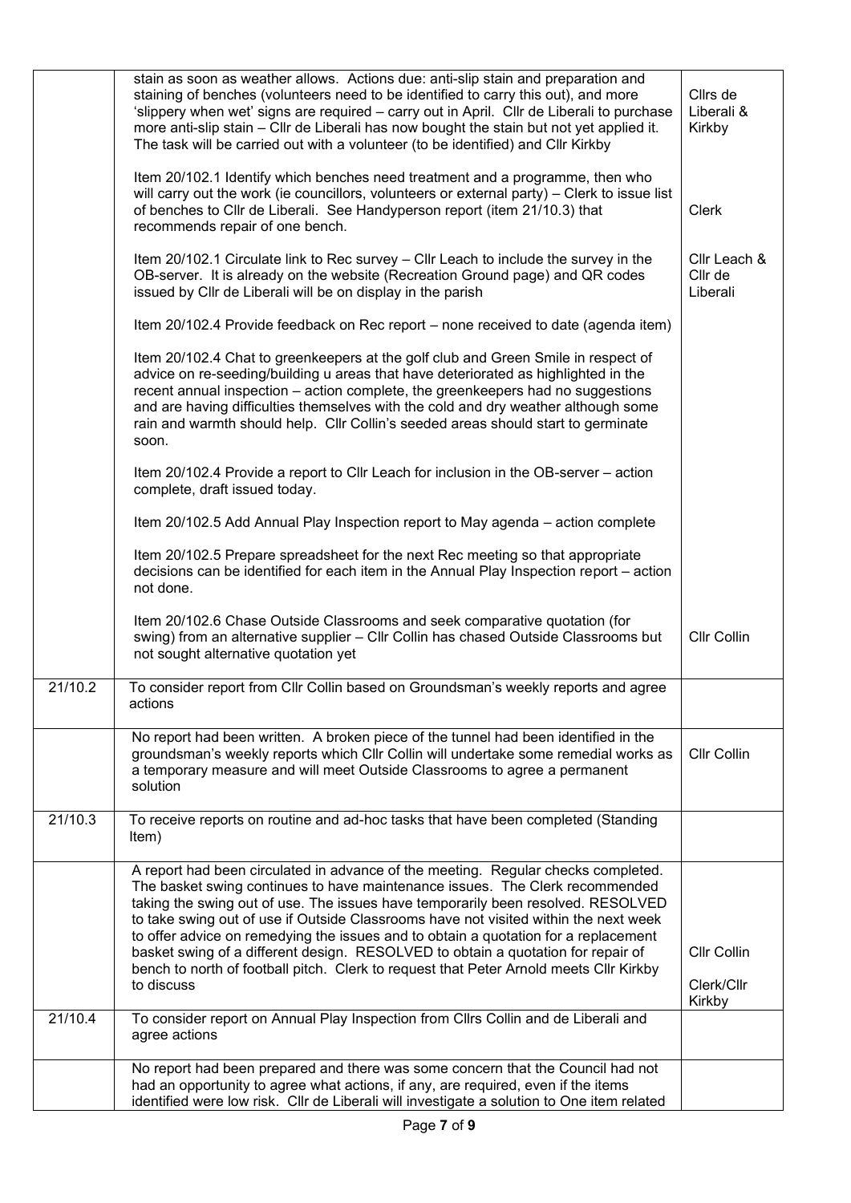| | | |
|---|---|---|
| | stain as soon as weather allows. Actions due: anti-slip stain and preparation and staining of benches (volunteers need to be identified to carry this out), and more 'slippery when wet' signs are required – carry out in April. Cllr de Liberali to purchase more anti-slip stain – Cllr de Liberali has now bought the stain but not yet applied it. The task will be carried out with a volunteer (to be identified) and Cllr Kirkby | Cllrs de Liberali & Kirkby |
| | Item 20/102.1 Identify which benches need treatment and a programme, then who will carry out the work (ie councillors, volunteers or external party) – Clerk to issue list of benches to Cllr de Liberali. See Handyperson report (item 21/10.3) that recommends repair of one bench. | Clerk |
| | Item 20/102.1 Circulate link to Rec survey – Cllr Leach to include the survey in the OB-server. It is already on the website (Recreation Ground page) and QR codes issued by Cllr de Liberali will be on display in the parish | Cllr Leach & Cllr de Liberali |
| | Item 20/102.4 Provide feedback on Rec report – none received to date (agenda item) | |
| | Item 20/102.4 Chat to greenkeepers at the golf club and Green Smile in respect of advice on re-seeding/building u areas that have deteriorated as highlighted in the recent annual inspection – action complete, the greenkeepers had no suggestions and are having difficulties themselves with the cold and dry weather although some rain and warmth should help. Cllr Collin's seeded areas should start to germinate soon. | |
| | Item 20/102.4 Provide a report to Cllr Leach for inclusion in the OB-server – action complete, draft issued today. | |
| | Item 20/102.5 Add Annual Play Inspection report to May agenda – action complete | |
| | Item 20/102.5 Prepare spreadsheet for the next Rec meeting so that appropriate decisions can be identified for each item in the Annual Play Inspection report – action not done. | |
| | Item 20/102.6 Chase Outside Classrooms and seek comparative quotation (for swing) from an alternative supplier – Cllr Collin has chased Outside Classrooms but not sought alternative quotation yet | Cllr Collin |
| 21/10.2 | To consider report from Cllr Collin based on Groundsman's weekly reports and agree actions | |
| | No report had been written. A broken piece of the tunnel had been identified in the groundsman's weekly reports which Cllr Collin will undertake some remedial works as a temporary measure and will meet Outside Classrooms to agree a permanent solution | Cllr Collin |
| 21/10.3 | To receive reports on routine and ad-hoc tasks that have been completed (Standing Item) | |
| | A report had been circulated in advance of the meeting. Regular checks completed. The basket swing continues to have maintenance issues. The Clerk recommended taking the swing out of use. The issues have temporarily been resolved. RESOLVED to take swing out of use if Outside Classrooms have not visited within the next week to offer advice on remedying the issues and to obtain a quotation for a replacement basket swing of a different design. RESOLVED to obtain a quotation for repair of bench to north of football pitch. Clerk to request that Peter Arnold meets Cllr Kirkby to discuss | Cllr Collin<br><br>Clerk/Cllr Kirkby |
| 21/10.4 | To consider report on Annual Play Inspection from Cllrs Collin and de Liberali and agree actions | |
| | No report had been prepared and there was some concern that the Council had not had an opportunity to agree what actions, if any, are required, even if the items identified were low risk. Cllr de Liberali will investigate a solution to One item related | |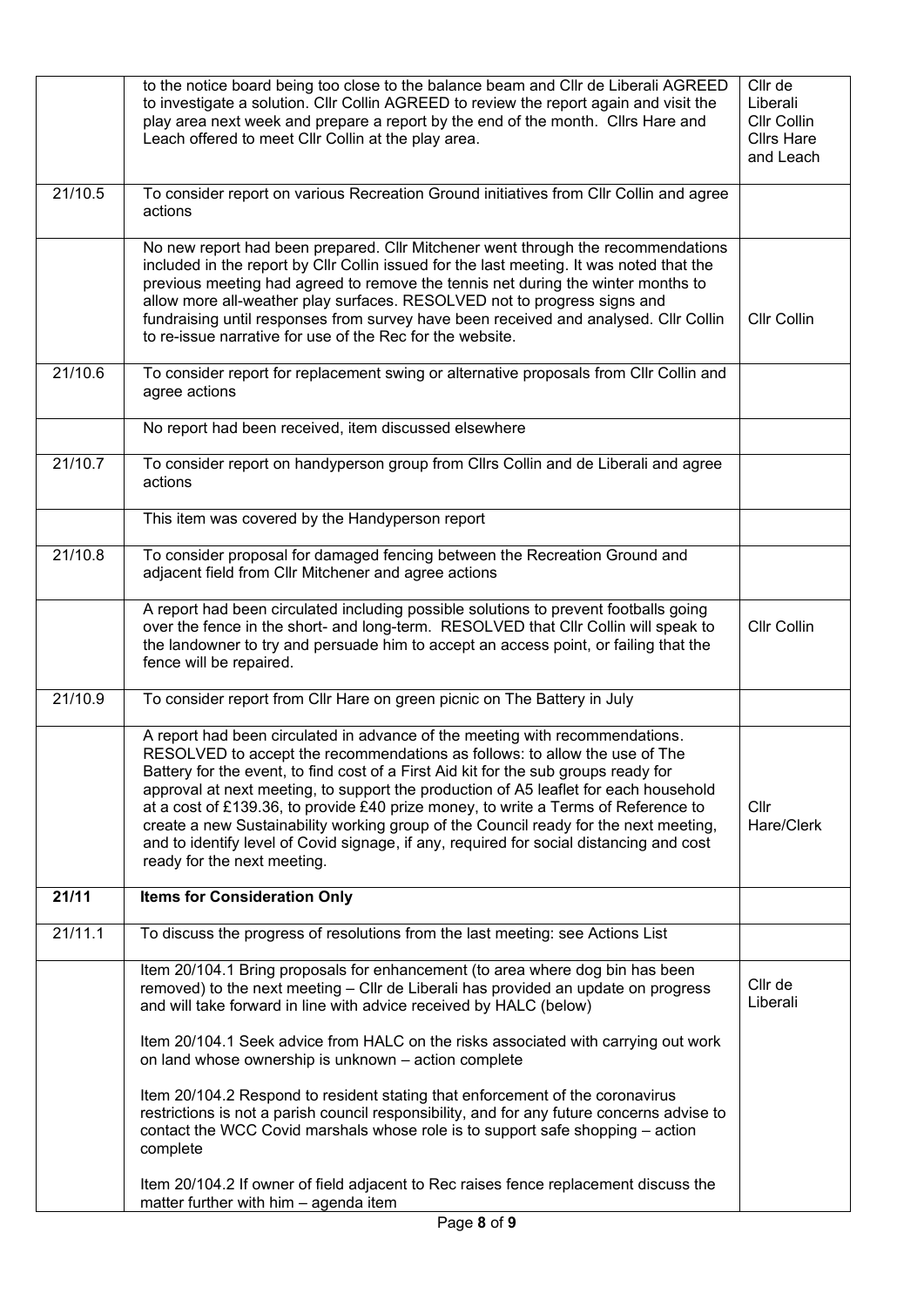| | | |
|---|---|---|
| | to the notice board being too close to the balance beam and Cllr de Liberali AGREED to investigate a solution. Cllr Collin AGREED to review the report again and visit the play area next week and prepare a report by the end of the month. Cllrs Hare and Leach offered to meet Cllr Collin at the play area. | Cllr de Liberali<br>Cllr Collin<br>Cllrs Hare and Leach |
| 21/10.5 | To consider report on various Recreation Ground initiatives from Cllr Collin and agree actions | |
| | No new report had been prepared. Cllr Mitchener went through the recommendations included in the report by Cllr Collin issued for the last meeting. It was noted that the previous meeting had agreed to remove the tennis net during the winter months to allow more all-weather play surfaces. RESOLVED not to progress signs and fundraising until responses from survey have been received and analysed. Cllr Collin to re-issue narrative for use of the Rec for the website. | Cllr Collin |
| 21/10.6 | To consider report for replacement swing or alternative proposals from Cllr Collin and agree actions | |
| | No report had been received, item discussed elsewhere | |
| 21/10.7 | To consider report on handyperson group from Cllrs Collin and de Liberali and agree actions | |
| | This item was covered by the Handyperson report | |
| 21/10.8 | To consider proposal for damaged fencing between the Recreation Ground and adjacent field from Cllr Mitchener and agree actions | |
| | A report had been circulated including possible solutions to prevent footballs going over the fence in the short- and long-term. RESOLVED that Cllr Collin will speak to the landowner to try and persuade him to accept an access point, or failing that the fence will be repaired. | Cllr Collin |
| 21/10.9 | To consider report from Cllr Hare on green picnic on The Battery in July | |
| | A report had been circulated in advance of the meeting with recommendations. RESOLVED to accept the recommendations as follows: to allow the use of The Battery for the event, to find cost of a First Aid kit for the sub groups ready for approval at next meeting, to support the production of A5 leaflet for each household at a cost of £139.36, to provide £40 prize money, to write a Terms of Reference to create a new Sustainability working group of the Council ready for the next meeting, and to identify level of Covid signage, if any, required for social distancing and cost ready for the next meeting. | Cllr Hare/Clerk |
| **21/11** | **Items for Consideration Only** | |
| 21/11.1 | To discuss the progress of resolutions from the last meeting: see Actions List | |
| | Item 20/104.1 Bring proposals for enhancement (to area where dog bin has been removed) to the next meeting – Cllr de Liberali has provided an update on progress and will take forward in line with advice received by HALC (below)<br><br>Item 20/104.1 Seek advice from HALC on the risks associated with carrying out work on land whose ownership is unknown – action complete<br><br>Item 20/104.2 Respond to resident stating that enforcement of the coronavirus restrictions is not a parish council responsibility, and for any future concerns advise to contact the WCC Covid marshals whose role is to support safe shopping – action complete<br><br>Item 20/104.2 If owner of field adjacent to Rec raises fence replacement discuss the matter further with him – agenda item | Cllr de Liberali |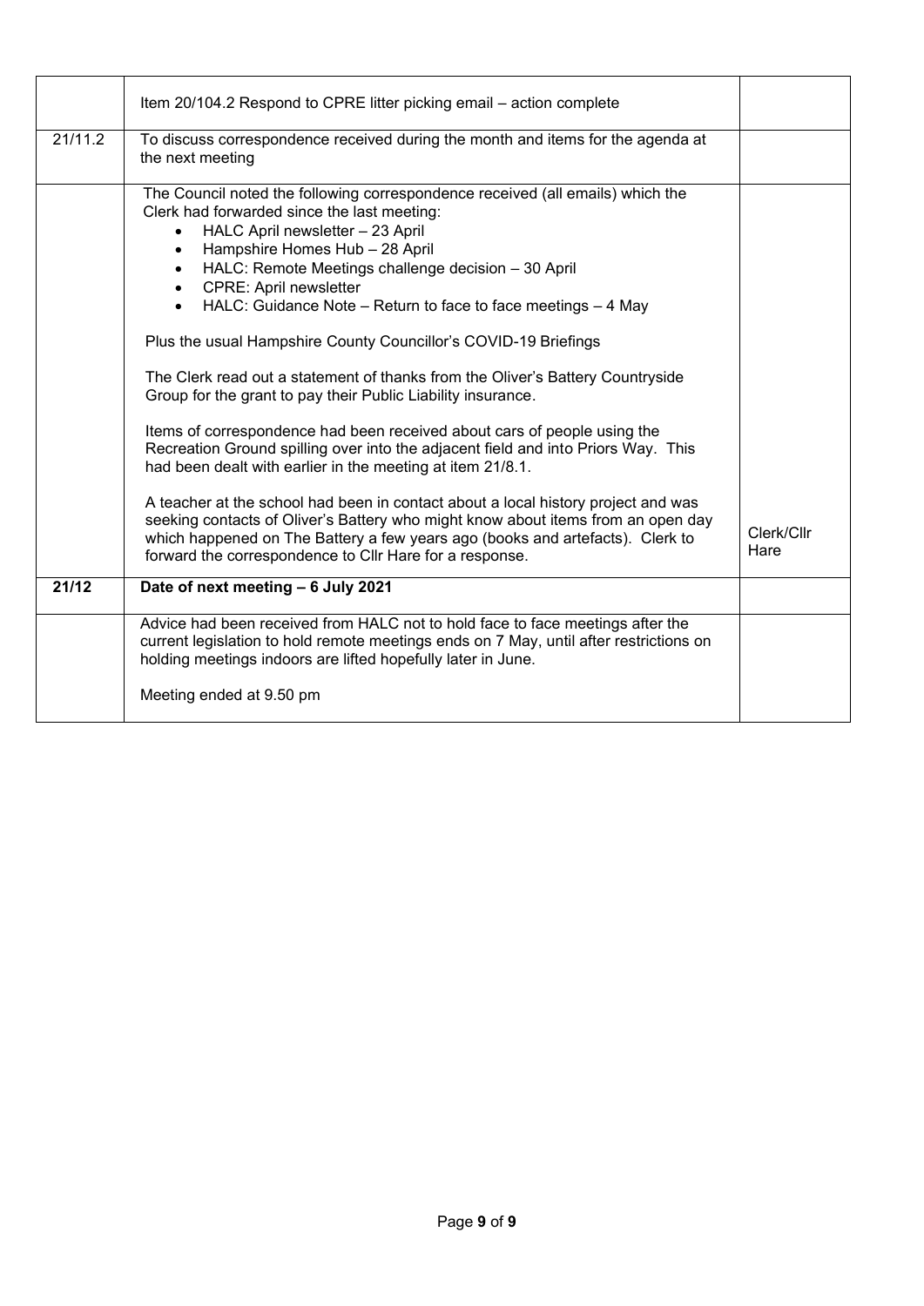| | | |
|---|---|---|
| | Item 20/104.2 Respond to CPRE litter picking email – action complete | |
| 21/11.2 | To discuss correspondence received during the month and items for the agenda at the next meeting | |
| | The Council noted the following correspondence received (all emails) which the Clerk had forwarded since the last meeting:<br>• HALC April newsletter – 23 April<br>• Hampshire Homes Hub – 28 April<br>• HALC: Remote Meetings challenge decision – 30 April<br>• CPRE: April newsletter<br>• HALC: Guidance Note – Return to face to face meetings – 4 May<br><br>Plus the usual Hampshire County Councillor's COVID-19 Briefings<br><br>The Clerk read out a statement of thanks from the Oliver's Battery Countryside Group for the grant to pay their Public Liability insurance.<br><br>Items of correspondence had been received about cars of people using the Recreation Ground spilling over into the adjacent field and into Priors Way. This had been dealt with earlier in the meeting at item 21/8.1.<br><br>A teacher at the school had been in contact about a local history project and was seeking contacts of Oliver's Battery who might know about items from an open day which happened on The Battery a few years ago (books and artefacts). Clerk to forward the correspondence to Cllr Hare for a response. | Clerk/Cllr Hare |
| **21/12** | **Date of next meeting – 6 July 2021** | |
| | Advice had been received from HALC not to hold face to face meetings after the current legislation to hold remote meetings ends on 7 May, until after restrictions on holding meetings indoors are lifted hopefully later in June.<br><br>Meeting ended at 9.50 pm | |